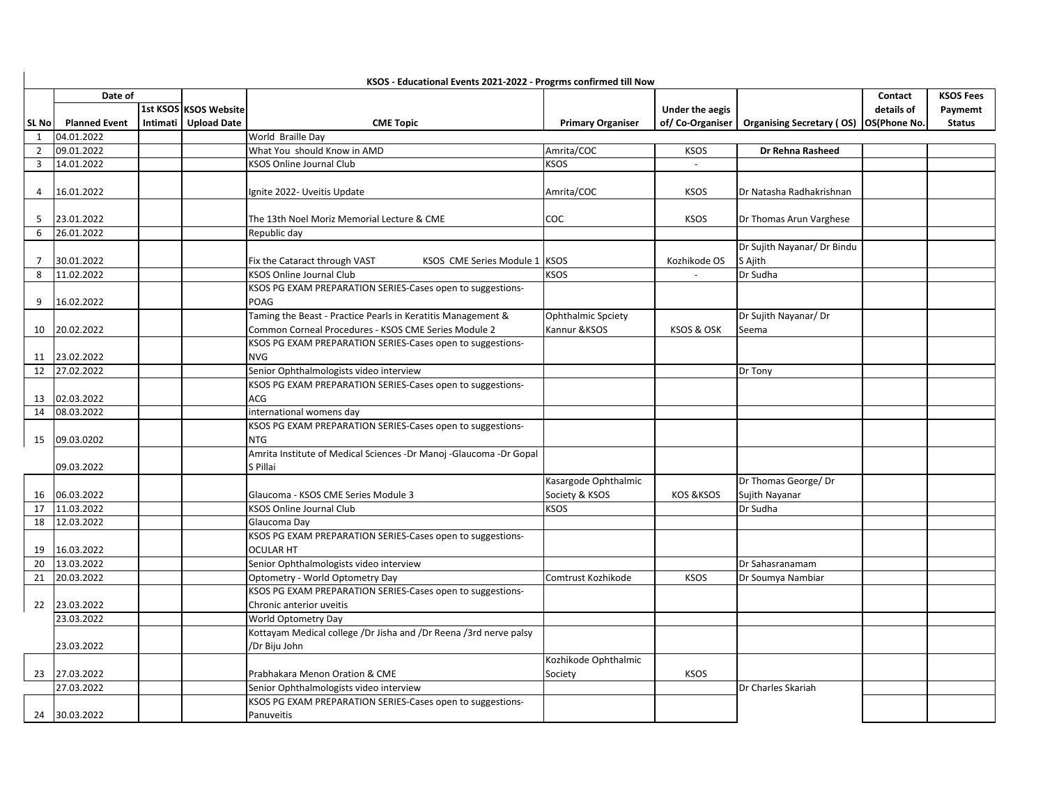**KSOS - Educational Events 2021-2022 - Progrms confirmed till Now**

| SL No | Date of Planned Event | 1st KSOS Intimati | KSOS Website Upload Date | CME Topic | Primary Organiser | Under the aegis of/ Co-Organiser | Organising Secretary ( OS) | Contact details of OS(Phone No. | KSOS Fees Paymemt Status |
|---|---|---|---|---|---|---|---|---|---|
| 1 | 04.01.2022 | | | World Braille Day | | | | | |
| 2 | 09.01.2022 | | | What You should Know in AMD | Amrita/COC | KSOS | **Dr Rehna Rasheed** | | |
| 3 | 14.01.2022 | | | KSOS Online Journal Club | KSOS | - | | | |
| 4 | 16.01.2022 | | | Ignite 2022- Uveitis Update | Amrita/COC | KSOS | Dr Natasha Radhakrishnan | | |
| 5 | 23.01.2022 | | | The 13th Noel Moriz Memorial Lecture & CME | COC | KSOS | Dr Thomas Arun Varghese | | |
| 6 | 26.01.2022 | | | Republic day | | | | | |
| 7 | 30.01.2022 | | | Fix the Cataract through VAST KSOS CME Series Module 1 | KSOS | Kozhikode OS | Dr Sujith Nayanar/ Dr Bindu S Ajith | | |
| 8 | 11.02.2022 | | | KSOS Online Journal Club | KSOS | - | Dr Sudha | | |
| 9 | 16.02.2022 | | | KSOS PG EXAM PREPARATION SERIES-Cases open to suggestions-POAG | | | | | |
| 10 | 20.02.2022 | | | Taming the Beast - Practice Pearls in Keratitis Management & Common Corneal Procedures - KSOS CME Series Module 2 | Ophthalmic Spciety Kannur &KSOS | KSOS & OSK | Dr Sujith Nayanar/ Dr Seema | | |
| 11 | 23.02.2022 | | | KSOS PG EXAM PREPARATION SERIES-Cases open to suggestions-NVG | | | | | |
| 12 | 27.02.2022 | | | Senior Ophthalmologists video interview | | | Dr Tony | | |
| 13 | 02.03.2022 | | | KSOS PG EXAM PREPARATION SERIES-Cases open to suggestions-ACG | | | | | |
| 14 | 08.03.2022 | | | international womens day | | | | | |
| 15 | 09.03.0202 | | | KSOS PG EXAM PREPARATION SERIES-Cases open to suggestions-NTG | | | | | |
| | 09.03.2022 | | | Amrita Institute of Medical Sciences -Dr Manoj -Glaucoma -Dr Gopal S Pillai | | | | | |
| 16 | 06.03.2022 | | | Glaucoma - KSOS CME Series Module 3 | Kasargode Ophthalmic Society & KSOS | KOS &KSOS | Dr Thomas George/ Dr Sujith Nayanar | | |
| 17 | 11.03.2022 | | | KSOS Online Journal Club | KSOS | | Dr Sudha | | |
| 18 | 12.03.2022 | | | Glaucoma Day | | | | | |
| 19 | 16.03.2022 | | | KSOS PG EXAM PREPARATION SERIES-Cases open to suggestions-OCULAR HT | | | | | |
| 20 | 13.03.2022 | | | Senior Ophthalmologists video interview | | | Dr Sahasranamam | | |
| 21 | 20.03.2022 | | | Optometry - World Optometry Day | Comtrust Kozhikode | KSOS | Dr Soumya Nambiar | | |
| 22 | 23.03.2022 | | | KSOS PG EXAM PREPARATION SERIES-Cases open to suggestions-Chronic anterior uveitis | | | | | |
| | 23.03.2022 | | | World Optometry Day | | | | | |
| | 23.03.2022 | | | Kottayam Medical college /Dr Jisha and /Dr Reena /3rd nerve palsy /Dr Biju John | | | | | |
| 23 | 27.03.2022 | | | Prabhakara Menon Oration & CME | Kozhikode Ophthalmic Society | KSOS | | | |
| | 27.03.2022 | | | Senior Ophthalmologists video interview | | | Dr Charles Skariah | | |
| 24 | 30.03.2022 | | | KSOS PG EXAM PREPARATION SERIES-Cases open to suggestions-Panuveitis | | | | | |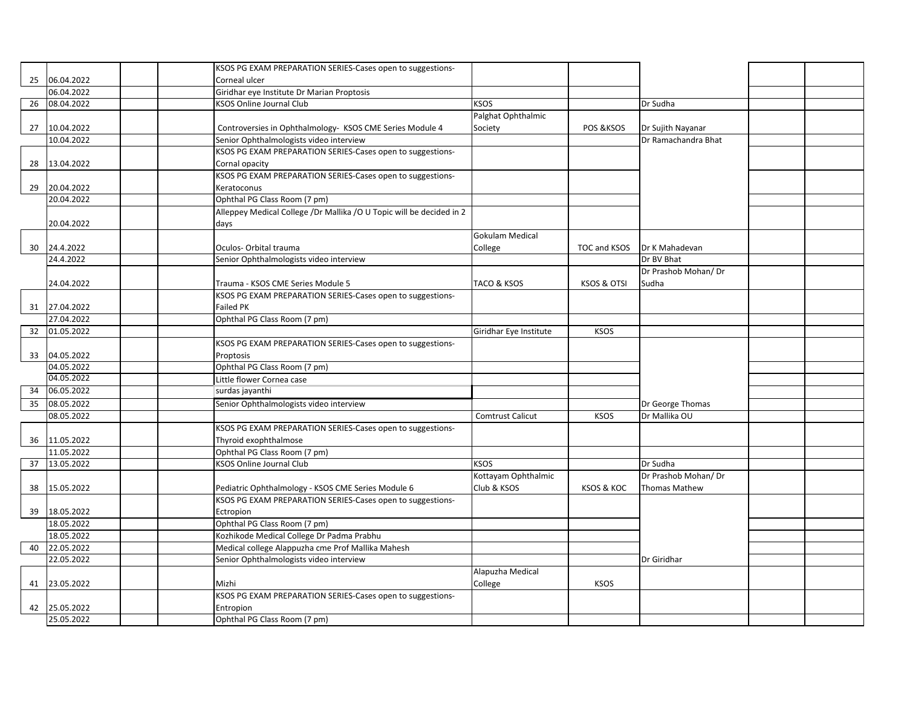| | | | | | | | | | |
|---|---|---|---|---|---|---|---|---|---|
| 25 | 06.04.2022 | | | KSOS PG EXAM PREPARATION SERIES-Cases open to suggestions-Corneal ulcer | | | | | |
| | 06.04.2022 | | | Giridhar eye Institute Dr Marian Proptosis | | | | | |
| 26 | 08.04.2022 | | | KSOS Online Journal Club | KSOS | | Dr Sudha | | |
| 27 | 10.04.2022 | | | Controversies in Ophthalmology- KSOS CME Series Module 4 | Palghat Ophthalmic Society | POS &KSOS | Dr Sujith Nayanar | | |
| | 10.04.2022 | | | Senior Ophthalmologists video interview | | | Dr Ramachandra Bhat | | |
| 28 | 13.04.2022 | | | KSOS PG EXAM PREPARATION SERIES-Cases open to suggestions-Cornal opacity | | | | | |
| 29 | 20.04.2022 | | | KSOS PG EXAM PREPARATION SERIES-Cases open to suggestions-Keratoconus | | | | | |
| | 20.04.2022 | | | Ophthal PG Class Room (7 pm) | | | | | |
| | 20.04.2022 | | | Alleppey Medical College /Dr Mallika /O U Topic will be decided in 2 days | | | | | |
| 30 | 24.4.2022 | | | Oculos- Orbital trauma | Gokulam Medical College | TOC and KSOS | Dr K Mahadevan | | |
| | 24.4.2022 | | | Senior Ophthalmologists video interview | | | Dr BV Bhat | | |
| | 24.04.2022 | | | Trauma - KSOS CME Series Module 5 | TACO & KSOS | KSOS & OTSI | Dr Prashob Mohan/ Dr Sudha | | |
| 31 | 27.04.2022 | | | KSOS PG EXAM PREPARATION SERIES-Cases open to suggestions-Failed PK | | | | | |
| | 27.04.2022 | | | Ophthal PG Class Room (7 pm) | | | | | |
| 32 | 01.05.2022 | | | | Giridhar Eye Institute | KSOS | | | |
| 33 | 04.05.2022 | | | KSOS PG EXAM PREPARATION SERIES-Cases open to suggestions-Proptosis | | | | | |
| | 04.05.2022 | | | Ophthal PG Class Room (7 pm) | | | | | |
| | 04.05.2022 | | | Little flower Cornea case | | | | | |
| 34 | 06.05.2022 | | | surdas jayanthi | | | | | |
| 35 | 08.05.2022 | | | Senior Ophthalmologists video interview | | | Dr George Thomas | | |
| | 08.05.2022 | | | | Comtrust Calicut | KSOS | Dr Mallika OU | | |
| 36 | 11.05.2022 | | | KSOS PG EXAM PREPARATION SERIES-Cases open to suggestions-Thyroid exophthalmose | | | | | |
| | 11.05.2022 | | | Ophthal PG Class Room (7 pm) | | | | | |
| 37 | 13.05.2022 | | | KSOS Online Journal Club | KSOS | | Dr Sudha | | |
| 38 | 15.05.2022 | | | Pediatric Ophthalmology - KSOS CME Series Module 6 | Kottayam Ophthalmic Club & KSOS | KSOS & KOC | Dr Prashob Mohan/ Dr Thomas Mathew | | |
| 39 | 18.05.2022 | | | KSOS PG EXAM PREPARATION SERIES-Cases open to suggestions-Ectropion | | | | | |
| | 18.05.2022 | | | Ophthal PG Class Room (7 pm) | | | | | |
| | 18.05.2022 | | | Kozhikode Medical College Dr Padma Prabhu | | | | | |
| 40 | 22.05.2022 | | | Medical college Alappuzha cme Prof Mallika Mahesh | | | | | |
| | 22.05.2022 | | | Senior Ophthalmologists video interview | | | Dr Giridhar | | |
| 41 | 23.05.2022 | | | Mizhi | Alapuzha Medical College | KSOS | | | |
| 42 | 25.05.2022 | | | KSOS PG EXAM PREPARATION SERIES-Cases open to suggestions-Entropion | | | | | |
| | 25.05.2022 | | | Ophthal PG Class Room (7 pm) | | | | | |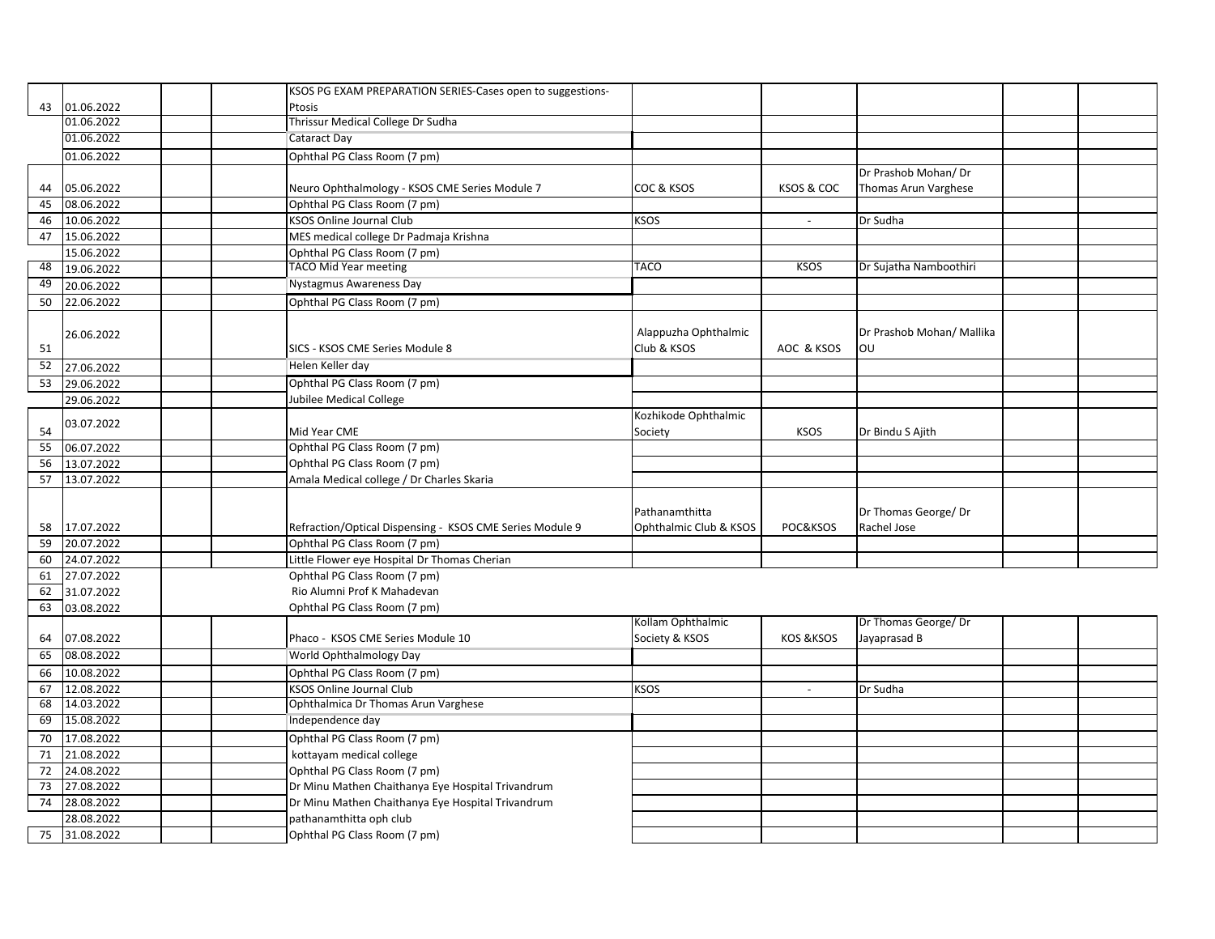| | | | | | | | | | |
|---|---|---|---|---|---|---|---|---|---|
| 43 | 01.06.2022 | | | KSOS PG EXAM PREPARATION SERIES-Cases open to suggestions- Ptosis | | | | | |
| | 01.06.2022 | | | Thrissur Medical College Dr Sudha | | | | | |
| | 01.06.2022 | | | Cataract Day | | | | | |
| | 01.06.2022 | | | Ophthal PG Class Room (7 pm) | | | | | |
| 44 | 05.06.2022 | | | Neuro Ophthalmology - KSOS CME Series Module 7 | COC & KSOS | KSOS & COC | Dr Prashob Mohan/ Dr Thomas Arun Varghese | | |
| 45 | 08.06.2022 | | | Ophthal PG Class Room (7 pm) | | | | | |
| 46 | 10.06.2022 | | | KSOS Online Journal Club | KSOS | - | Dr Sudha | | |
| 47 | 15.06.2022 | | | MES medical college Dr Padmaja Krishna | | | | | |
| | 15.06.2022 | | | Ophthal PG Class Room (7 pm) | | | | | |
| 48 | 19.06.2022 | | | TACO Mid Year meeting | TACO | KSOS | Dr Sujatha Namboothiri | | |
| 49 | 20.06.2022 | | | Nystagmus Awareness Day | | | | | |
| 50 | 22.06.2022 | | | Ophthal PG Class Room (7 pm) | | | | | |
| 51 | 26.06.2022 | | | SICS - KSOS CME Series Module 8 | Alappuzha Ophthalmic Club & KSOS | AOC & KSOS | Dr Prashob Mohan/ Mallika OU | | |
| 52 | 27.06.2022 | | | Helen Keller day | | | | | |
| 53 | 29.06.2022 | | | Ophthal PG Class Room (7 pm) | | | | | |
| | 29.06.2022 | | | Jubilee Medical College | | | | | |
| 54 | 03.07.2022 | | | Mid Year CME | Kozhikode Ophthalmic Society | KSOS | Dr Bindu S Ajith | | |
| 55 | 06.07.2022 | | | Ophthal PG Class Room (7 pm) | | | | | |
| 56 | 13.07.2022 | | | Ophthal PG Class Room (7 pm) | | | | | |
| 57 | 13.07.2022 | | | Amala Medical college / Dr Charles Skaria | | | | | |
| 58 | 17.07.2022 | | | Refraction/Optical Dispensing - KSOS CME Series Module 9 | Pathanamthitta Ophthalmic Club & KSOS | POC&KSOS | Dr Thomas George/ Dr Rachel Jose | | |
| 59 | 20.07.2022 | | | Ophthal PG Class Room (7 pm) | | | | | |
| 60 | 24.07.2022 | | | Little Flower eye Hospital Dr Thomas Cherian | | | | | |
| 61 | 27.07.2022 | | | Ophthal PG Class Room (7 pm) | | | | | |
| 62 | 31.07.2022 | | | Rio Alumni Prof K Mahadevan | | | | | |
| 63 | 03.08.2022 | | | Ophthal PG Class Room (7 pm) | | | | | |
| 64 | 07.08.2022 | | | Phaco - KSOS CME Series Module 10 | Kollam Ophthalmic Society & KSOS | KOS &KSOS | Dr Thomas George/ Dr Jayaprasad B | | |
| 65 | 08.08.2022 | | | World Ophthalmology Day | | | | | |
| 66 | 10.08.2022 | | | Ophthal PG Class Room (7 pm) | | | | | |
| 67 | 12.08.2022 | | | KSOS Online Journal Club | KSOS | - | Dr Sudha | | |
| 68 | 14.03.2022 | | | Ophthalmica Dr Thomas Arun Varghese | | | | | |
| 69 | 15.08.2022 | | | Independence day | | | | | |
| 70 | 17.08.2022 | | | Ophthal PG Class Room (7 pm) | | | | | |
| 71 | 21.08.2022 | | | kottayam medical college | | | | | |
| 72 | 24.08.2022 | | | Ophthal PG Class Room (7 pm) | | | | | |
| 73 | 27.08.2022 | | | Dr Minu Mathen Chaithanya Eye Hospital Trivandrum | | | | | |
| 74 | 28.08.2022 | | | Dr Minu Mathen Chaithanya Eye Hospital Trivandrum | | | | | |
| | 28.08.2022 | | | pathanamthitta oph club | | | | | |
| 75 | 31.08.2022 | | | Ophthal PG Class Room (7 pm) | | | | | |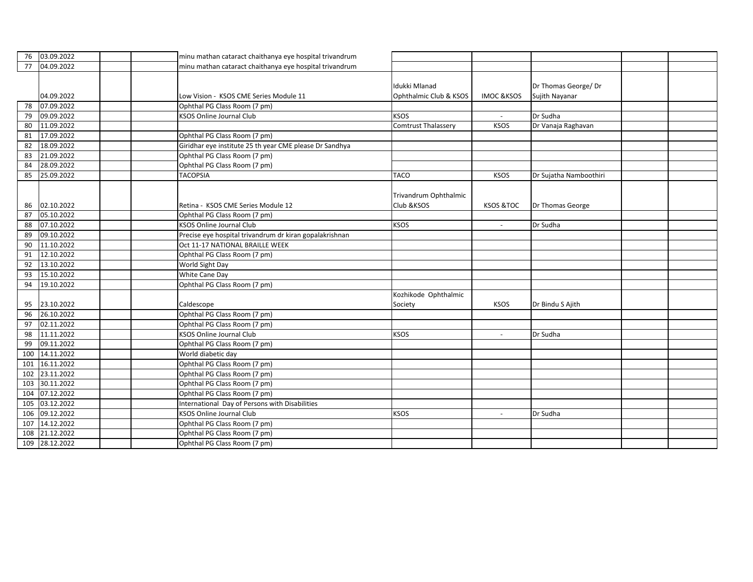| | | | | | | | | | |
|---|---|---|---|---|---|---|---|---|---|
| 76 | 03.09.2022 | | | minu mathan cataract chaithanya eye hospital trivandrum | | | | | |
| 77 | 04.09.2022 | | | minu mathan cataract chaithanya eye hospital trivandrum | | | | | |
| | 04.09.2022 | | | Low Vision - KSOS CME Series Module 11 | Idukki Mlanad Ophthalmic Club & KSOS | IMOC &KSOS | Dr Thomas George/ Dr Sujith Nayanar | | |
| 78 | 07.09.2022 | | | Ophthal PG Class Room (7 pm) | | | | | |
| 79 | 09.09.2022 | | | KSOS Online Journal Club | KSOS | - | Dr Sudha | | |
| 80 | 11.09.2022 | | | | Comtrust Thalassery | KSOS | Dr Vanaja Raghavan | | |
| 81 | 17.09.2022 | | | Ophthal PG Class Room (7 pm) | | | | | |
| 82 | 18.09.2022 | | | Giridhar eye institute 25 th year CME please Dr Sandhya | | | | | |
| 83 | 21.09.2022 | | | Ophthal PG Class Room (7 pm) | | | | | |
| 84 | 28.09.2022 | | | Ophthal PG Class Room (7 pm) | | | | | |
| 85 | 25.09.2022 | | | TACOPSIA | TACO | KSOS | Dr Sujatha Namboothiri | | |
| 86 | 02.10.2022 | | | Retina - KSOS CME Series Module 12 | Trivandrum Ophthalmic Club &KSOS | KSOS &TOC | Dr Thomas George | | |
| 87 | 05.10.2022 | | | Ophthal PG Class Room (7 pm) | | | | | |
| 88 | 07.10.2022 | | | KSOS Online Journal Club | KSOS | - | Dr Sudha | | |
| 89 | 09.10.2022 | | | Precise eye hospital trivandrum dr kiran gopalakrishnan | | | | | |
| 90 | 11.10.2022 | | | Oct 11-17 NATIONAL BRAILLE WEEK | | | | | |
| 91 | 12.10.2022 | | | Ophthal PG Class Room (7 pm) | | | | | |
| 92 | 13.10.2022 | | | World Sight Day | | | | | |
| 93 | 15.10.2022 | | | White Cane Day | | | | | |
| 94 | 19.10.2022 | | | Ophthal PG Class Room (7 pm) | | | | | |
| 95 | 23.10.2022 | | | Caldescope | Kozhikode Ophthalmic Society | KSOS | Dr Bindu S Ajith | | |
| 96 | 26.10.2022 | | | Ophthal PG Class Room (7 pm) | | | | | |
| 97 | 02.11.2022 | | | Ophthal PG Class Room (7 pm) | | | | | |
| 98 | 11.11.2022 | | | KSOS Online Journal Club | KSOS | - | Dr Sudha | | |
| 99 | 09.11.2022 | | | Ophthal PG Class Room (7 pm) | | | | | |
| 100 | 14.11.2022 | | | World diabetic day | | | | | |
| 101 | 16.11.2022 | | | Ophthal PG Class Room (7 pm) | | | | | |
| 102 | 23.11.2022 | | | Ophthal PG Class Room (7 pm) | | | | | |
| 103 | 30.11.2022 | | | Ophthal PG Class Room (7 pm) | | | | | |
| 104 | 07.12.2022 | | | Ophthal PG Class Room (7 pm) | | | | | |
| 105 | 03.12.2022 | | | International Day of Persons with Disabilities | | | | | |
| 106 | 09.12.2022 | | | KSOS Online Journal Club | KSOS | - | Dr Sudha | | |
| 107 | 14.12.2022 | | | Ophthal PG Class Room (7 pm) | | | | | |
| 108 | 21.12.2022 | | | Ophthal PG Class Room (7 pm) | | | | | |
| 109 | 28.12.2022 | | | Ophthal PG Class Room (7 pm) | | | | | |